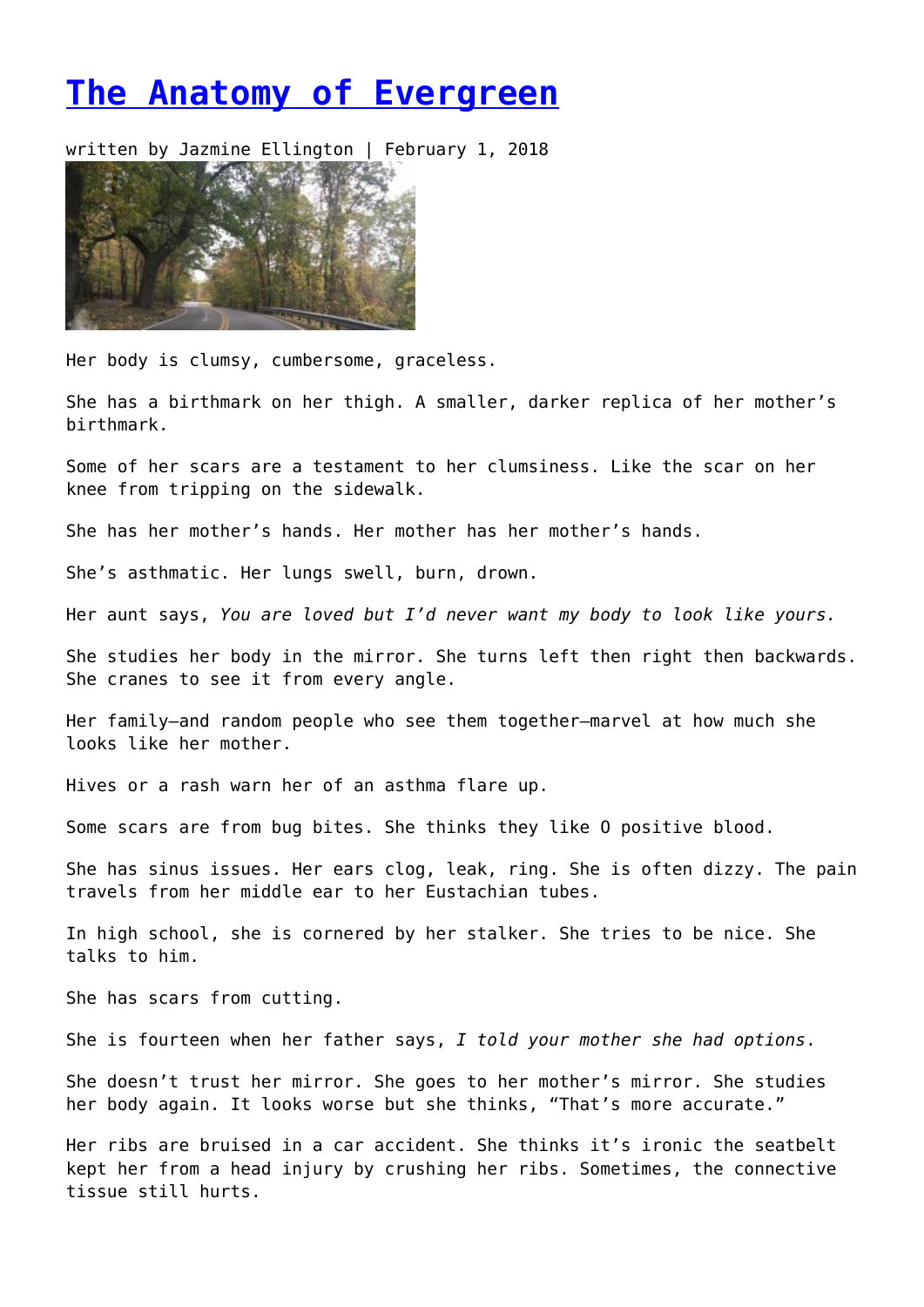# The Anatomy of Evergreen

written by Jazmine Ellington | February 1, 2018

Her body is clumsy, cumbersome, graceless.

She has a birthmark on her thigh. A smaller, darker replica of her mother's birthmark.

Some of her scars are a testament to her clumsiness. Like the scar on her knee from tripping on the sidewalk.

She has her mother's hands. Her mother has her mother's hands.

She's asthmatic. Her lungs swell, burn, drown.

Her aunt says, *You are loved but I'd never want my body to look like yours.*

She studies her body in the mirror. She turns left then right then backwards. She cranes to see it from every angle.

Her family—and random people who see them together—marvel at how much she looks like her mother.

Hives or a rash warn her of an asthma flare up.

Some scars are from bug bites. She thinks they like O positive blood.

She has sinus issues. Her ears clog, leak, ring. She is often dizzy. The pain travels from her middle ear to her Eustachian tubes.

In high school, she is cornered by her stalker. She tries to be nice. She talks to him.

She has scars from cutting.

She is fourteen when her father says, *I told your mother she had options*.

She doesn't trust her mirror. She goes to her mother's mirror. She studies her body again. It looks worse but she thinks, "That's more accurate."

Her ribs are bruised in a car accident. She thinks it's ironic the seatbelt kept her from a head injury by crushing her ribs. Sometimes, the connective tissue still hurts.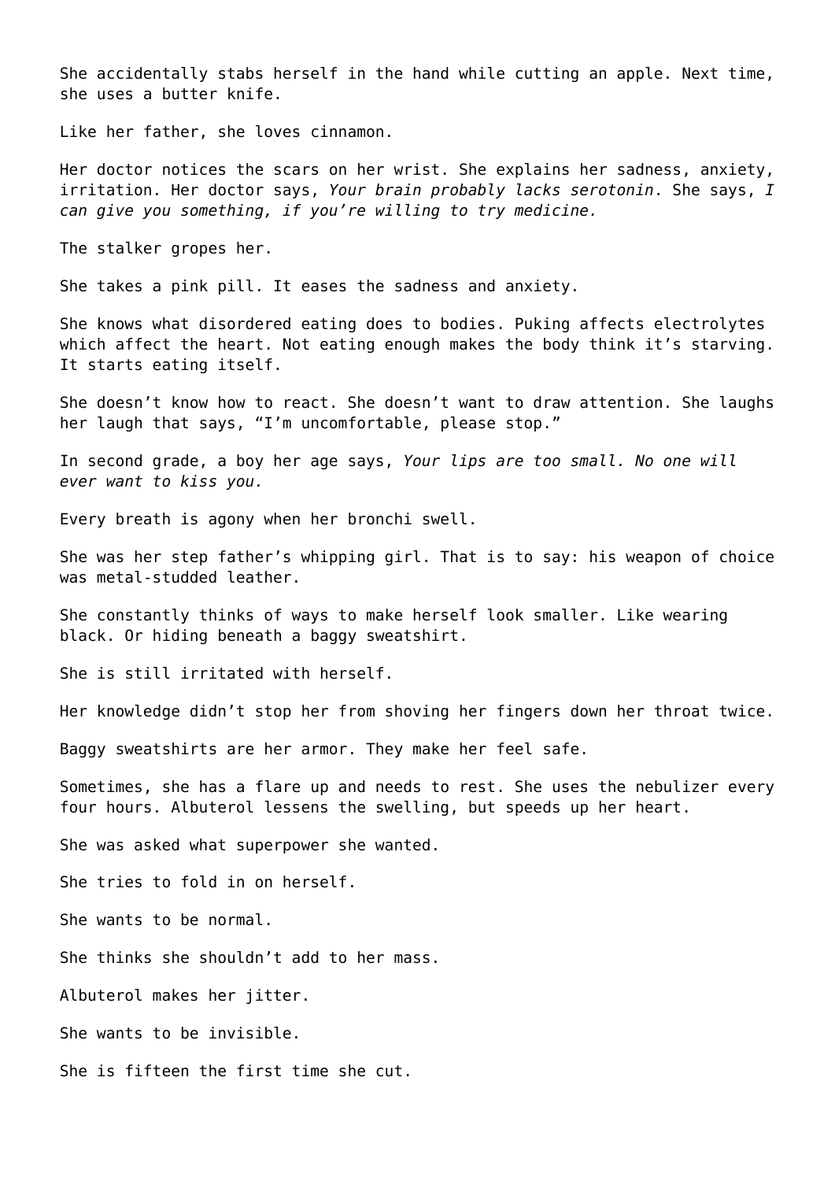She accidentally stabs herself in the hand while cutting an apple. Next time, she uses a butter knife.

Like her father, she loves cinnamon.

Her doctor notices the scars on her wrist. She explains her sadness, anxiety, irritation. Her doctor says, *Your brain probably lacks serotonin*. She says, *I can give you something, if you're willing to try medicine.*

The stalker gropes her.

She takes a pink pill. It eases the sadness and anxiety.

She knows what disordered eating does to bodies. Puking affects electrolytes which affect the heart. Not eating enough makes the body think it's starving. It starts eating itself.

She doesn't know how to react. She doesn't want to draw attention. She laughs her laugh that says, "I'm uncomfortable, please stop."

In second grade, a boy her age says, *Your lips are too small. No one will ever want to kiss you.*

Every breath is agony when her bronchi swell.

She was her step father's whipping girl. That is to say: his weapon of choice was metal-studded leather.

She constantly thinks of ways to make herself look smaller. Like wearing black. Or hiding beneath a baggy sweatshirt.

She is still irritated with herself.

Her knowledge didn't stop her from shoving her fingers down her throat twice.

Baggy sweatshirts are her armor. They make her feel safe.

Sometimes, she has a flare up and needs to rest. She uses the nebulizer every four hours. Albuterol lessens the swelling, but speeds up her heart.

She was asked what superpower she wanted.

She tries to fold in on herself.

She wants to be normal.

She thinks she shouldn't add to her mass.

Albuterol makes her jitter.

She wants to be invisible.

She is fifteen the first time she cut.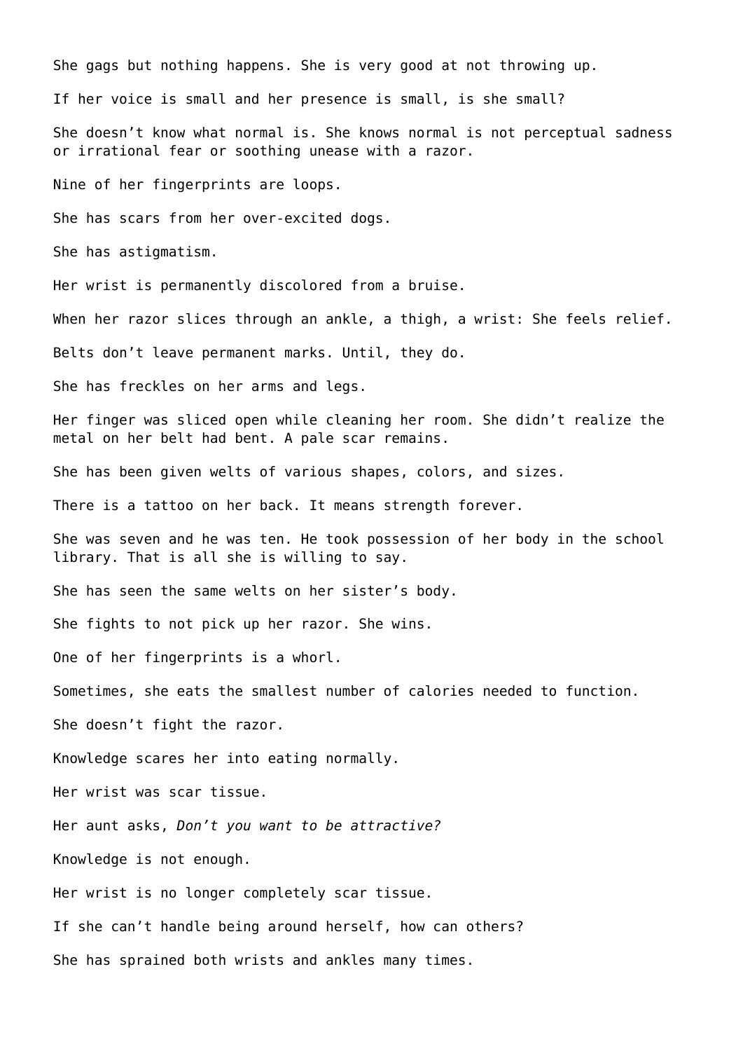She gags but nothing happens. She is very good at not throwing up.

If her voice is small and her presence is small, is she small?

She doesn't know what normal is. She knows normal is not perceptual sadness or irrational fear or soothing unease with a razor.

Nine of her fingerprints are loops.

She has scars from her over-excited dogs.

She has astigmatism.

Her wrist is permanently discolored from a bruise.

When her razor slices through an ankle, a thigh, a wrist: She feels relief.

Belts don't leave permanent marks. Until, they do.

She has freckles on her arms and legs.

Her finger was sliced open while cleaning her room. She didn't realize the metal on her belt had bent. A pale scar remains.

She has been given welts of various shapes, colors, and sizes.

There is a tattoo on her back. It means strength forever.

She was seven and he was ten. He took possession of her body in the school library. That is all she is willing to say.

She has seen the same welts on her sister's body.

She fights to not pick up her razor. She wins.

One of her fingerprints is a whorl.

Sometimes, she eats the smallest number of calories needed to function.

She doesn't fight the razor.

Knowledge scares her into eating normally.

Her wrist was scar tissue.

Her aunt asks, *Don't you want to be attractive?*

Knowledge is not enough.

Her wrist is no longer completely scar tissue.

If she can't handle being around herself, how can others?

She has sprained both wrists and ankles many times.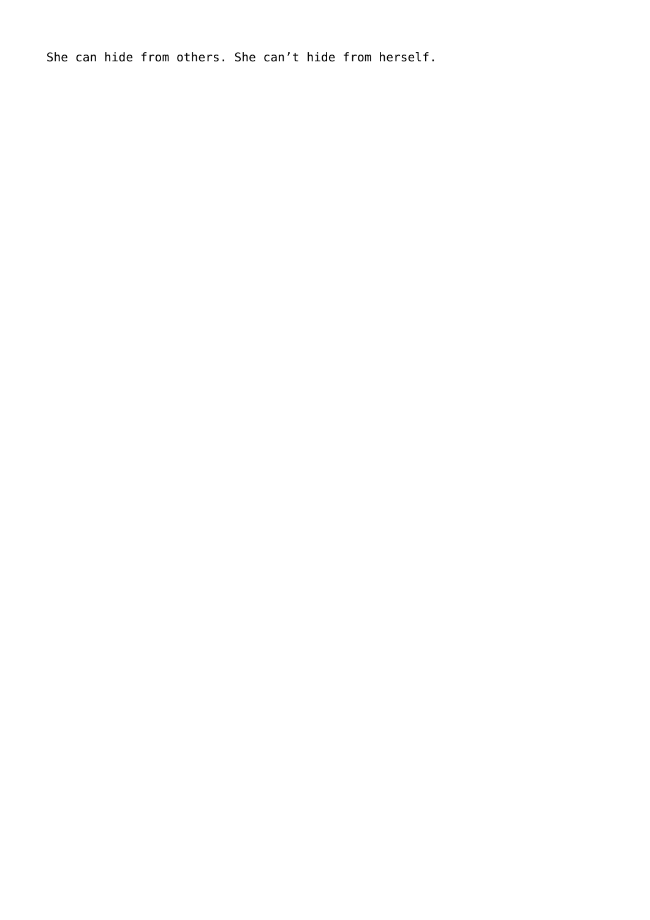She can hide from others. She can’t hide from herself.